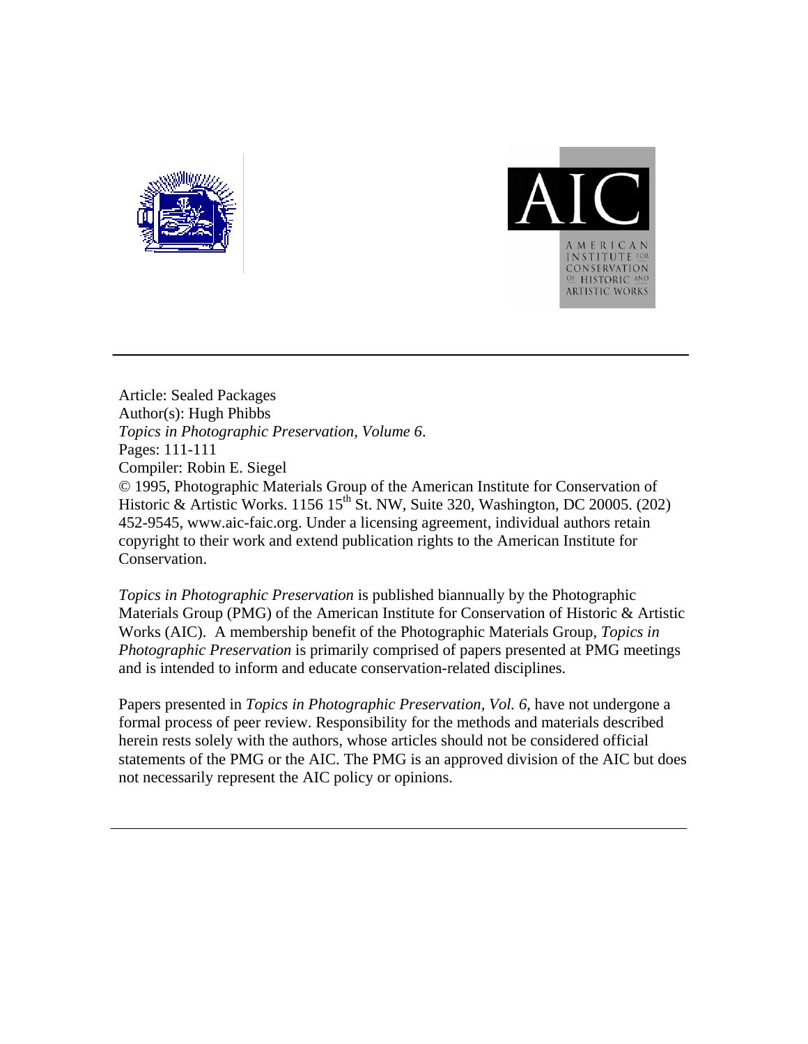Article: Sealed Packages
Author(s): Hugh Phibbs
*Topics in Photographic Preservation, Volume 6*.
Pages: 111-111
Compiler: Robin E. Siegel
© 1995, Photographic Materials Group of the American Institute for Conservation of Historic & Artistic Works. 1156 15th St. NW, Suite 320, Washington, DC 20005. (202) 452-9545, www.aic-faic.org. Under a licensing agreement, individual authors retain copyright to their work and extend publication rights to the American Institute for Conservation.

*Topics in Photographic Preservation* is published biannually by the Photographic Materials Group (PMG) of the American Institute for Conservation of Historic & Artistic Works (AIC). A membership benefit of the Photographic Materials Group, *Topics in Photographic Preservation* is primarily comprised of papers presented at PMG meetings and is intended to inform and educate conservation-related disciplines.

Papers presented in *Topics in Photographic Preservation, Vol. 6*, have not undergone a formal process of peer review. Responsibility for the methods and materials described herein rests solely with the authors, whose articles should not be considered official statements of the PMG or the AIC. The PMG is an approved division of the AIC but does not necessarily represent the AIC policy or opinions.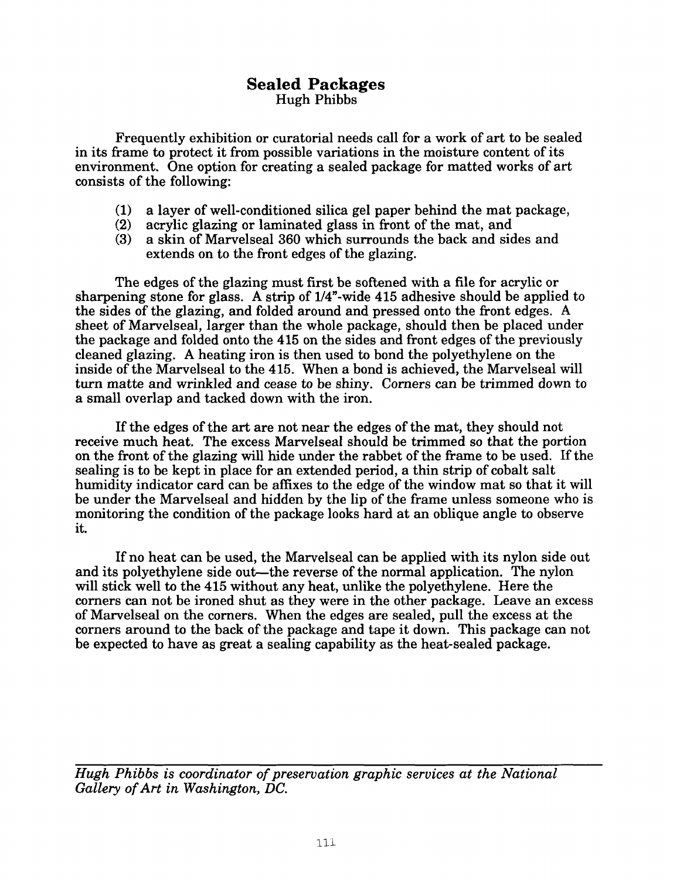# Sealed Packages

Hugh Phibbs

Frequently exhibition or curatorial needs call for a work of art to be sealed in its frame to protect it from possible variations in the moisture content of its environment. One option for creating a sealed package for matted works of art consists of the following:

(1) a layer of well-conditioned silica gel paper behind the mat package,
(2) acrylic glazing or laminated glass in front of the mat, and
(3) a skin of Marvelseal 360 which surrounds the back and sides and extends on to the front edges of the glazing.

The edges of the glazing must first be softened with a file for acrylic or sharpening stone for glass. A strip of 1/4"-wide 415 adhesive should be applied to the sides of the glazing, and folded around and pressed onto the front edges. A sheet of Marvelseal, larger than the whole package, should then be placed under the package and folded onto the 415 on the sides and front edges of the previously cleaned glazing. A heating iron is then used to bond the polyethylene on the inside of the Marvelseal to the 415. When a bond is achieved, the Marvelseal will turn matte and wrinkled and cease to be shiny. Corners can be trimmed down to a small overlap and tacked down with the iron.

If the edges of the art are not near the edges of the mat, they should not receive much heat. The excess Marvelseal should be trimmed so that the portion on the front of the glazing will hide under the rabbet of the frame to be used. If the sealing is to be kept in place for an extended period, a thin strip of cobalt salt humidity indicator card can be affixes to the edge of the window mat so that it will be under the Marvelseal and hidden by the lip of the frame unless someone who is monitoring the condition of the package looks hard at an oblique angle to observe it.

If no heat can be used, the Marvelseal can be applied with its nylon side out and its polyethylene side out—the reverse of the normal application. The nylon will stick well to the 415 without any heat, unlike the polyethylene. Here the corners can not be ironed shut as they were in the other package. Leave an excess of Marvelseal on the corners. When the edges are sealed, pull the excess at the corners around to the back of the package and tape it down. This package can not be expected to have as great a sealing capability as the heat-sealed package.

---

*Hugh Phibbs is coordinator of preservation graphic services at the National Gallery of Art in Washington, DC.*